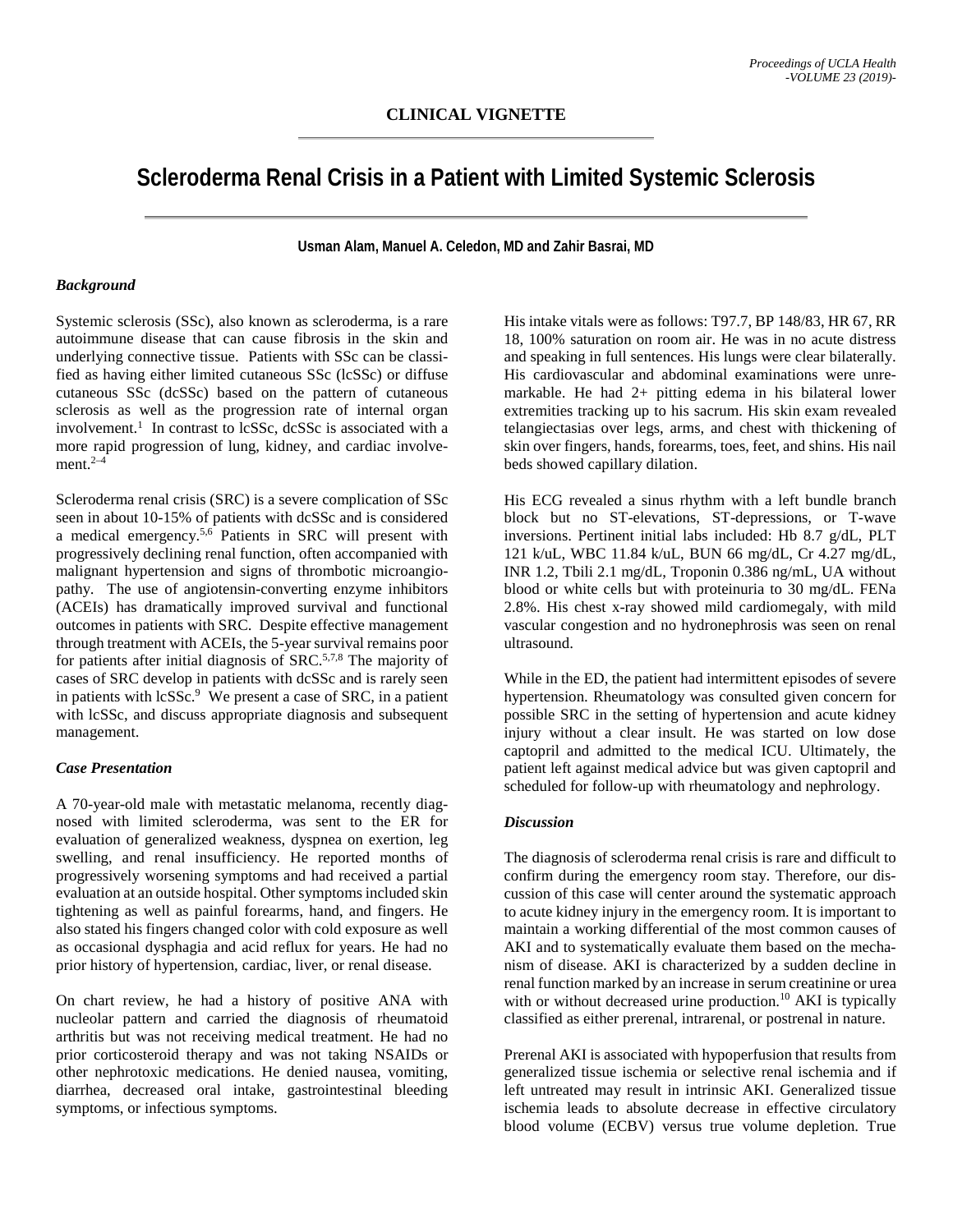**CLINICAL VIGNETTE**

# Scleroderma Renal Crisis in a Patient with Limited Systemic Sclerosis

**Usman Alam, Manuel A. Celedon, MD and Zahir Basrai, MD**

### *Background*

Systemic sclerosis (SSc), also known as scleroderma, is a rare autoimmune disease that can cause fibrosis in the skin and underlying connective tissue. Patients with SSc can be classified as having either limited cutaneous SSc (lcSSc) or diffuse cutaneous SSc (dcSSc) based on the pattern of cutaneous sclerosis as well as the progression rate of internal organ involvement.[1] In contrast to lcSSc, dcSSc is associated with a more rapid progression of lung, kidney, and cardiac involvement.[2–4]

Scleroderma renal crisis (SRC) is a severe complication of SSc seen in about 10-15% of patients with dcSSc and is considered a medical emergency.[5,6] Patients in SRC will present with progressively declining renal function, often accompanied with malignant hypertension and signs of thrombotic microangiopathy. The use of angiotensin-converting enzyme inhibitors (ACEIs) has dramatically improved survival and functional outcomes in patients with SRC. Despite effective management through treatment with ACEIs, the 5-year survival remains poor for patients after initial diagnosis of SRC.[5,7,8] The majority of cases of SRC develop in patients with dcSSc and is rarely seen in patients with lcSSc.[9] We present a case of SRC, in a patient with lcSSc, and discuss appropriate diagnosis and subsequent management.

### *Case Presentation*

A 70-year-old male with metastatic melanoma, recently diagnosed with limited scleroderma, was sent to the ER for evaluation of generalized weakness, dyspnea on exertion, leg swelling, and renal insufficiency. He reported months of progressively worsening symptoms and had received a partial evaluation at an outside hospital. Other symptoms included skin tightening as well as painful forearms, hand, and fingers. He also stated his fingers changed color with cold exposure as well as occasional dysphagia and acid reflux for years. He had no prior history of hypertension, cardiac, liver, or renal disease.

On chart review, he had a history of positive ANA with nucleolar pattern and carried the diagnosis of rheumatoid arthritis but was not receiving medical treatment. He had no prior corticosteroid therapy and was not taking NSAIDs or other nephrotoxic medications. He denied nausea, vomiting, diarrhea, decreased oral intake, gastrointestinal bleeding symptoms, or infectious symptoms.

His intake vitals were as follows: T97.7, BP 148/83, HR 67, RR 18, 100% saturation on room air. He was in no acute distress and speaking in full sentences. His lungs were clear bilaterally. His cardiovascular and abdominal examinations were unremarkable. He had 2+ pitting edema in his bilateral lower extremities tracking up to his sacrum. His skin exam revealed telangiectasias over legs, arms, and chest with thickening of skin over fingers, hands, forearms, toes, feet, and shins. His nail beds showed capillary dilation.

His ECG revealed a sinus rhythm with a left bundle branch block but no ST-elevations, ST-depressions, or T-wave inversions. Pertinent initial labs included: Hb 8.7 g/dL, PLT 121 k/uL, WBC 11.84 k/uL, BUN 66 mg/dL, Cr 4.27 mg/dL, INR 1.2, Tbili 2.1 mg/dL, Troponin 0.386 ng/mL, UA without blood or white cells but with proteinuria to 30 mg/dL. FENa 2.8%. His chest x-ray showed mild cardiomegaly, with mild vascular congestion and no hydronephrosis was seen on renal ultrasound.

While in the ED, the patient had intermittent episodes of severe hypertension. Rheumatology was consulted given concern for possible SRC in the setting of hypertension and acute kidney injury without a clear insult. He was started on low dose captopril and admitted to the medical ICU. Ultimately, the patient left against medical advice but was given captopril and scheduled for follow-up with rheumatology and nephrology.

### *Discussion*

The diagnosis of scleroderma renal crisis is rare and difficult to confirm during the emergency room stay. Therefore, our discussion of this case will center around the systematic approach to acute kidney injury in the emergency room. It is important to maintain a working differential of the most common causes of AKI and to systematically evaluate them based on the mechanism of disease. AKI is characterized by a sudden decline in renal function marked by an increase in serum creatinine or urea with or without decreased urine production.[10] AKI is typically classified as either prerenal, intrarenal, or postrenal in nature.

Prerenal AKI is associated with hypoperfusion that results from generalized tissue ischemia or selective renal ischemia and if left untreated may result in intrinsic AKI. Generalized tissue ischemia leads to absolute decrease in effective circulatory blood volume (ECBV) versus true volume depletion. True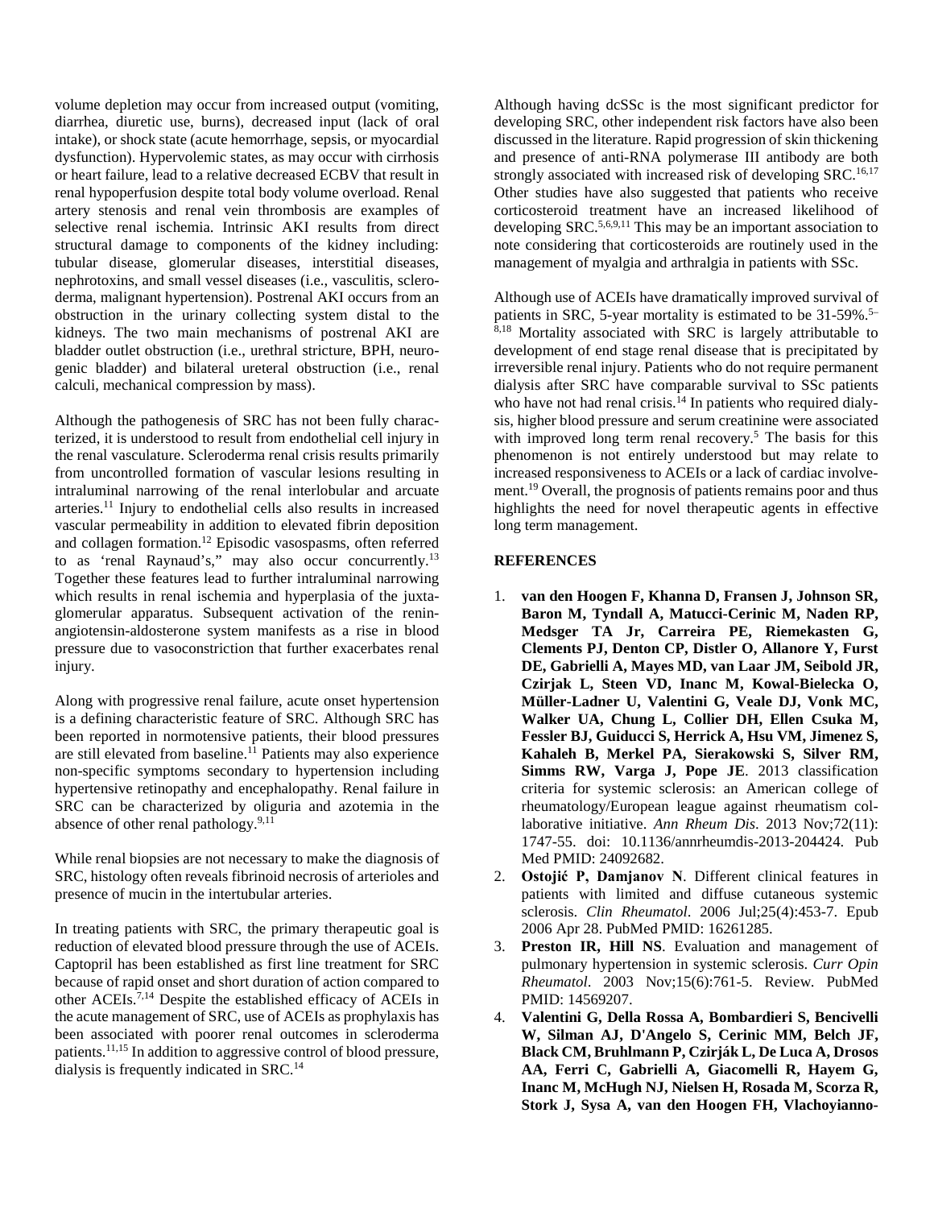volume depletion may occur from increased output (vomiting, diarrhea, diuretic use, burns), decreased input (lack of oral intake), or shock state (acute hemorrhage, sepsis, or myocardial dysfunction). Hypervolemic states, as may occur with cirrhosis or heart failure, lead to a relative decreased ECBV that result in renal hypoperfusion despite total body volume overload. Renal artery stenosis and renal vein thrombosis are examples of selective renal ischemia. Intrinsic AKI results from direct structural damage to components of the kidney including: tubular disease, glomerular diseases, interstitial diseases, nephrotoxins, and small vessel diseases (i.e., vasculitis, scleroderma, malignant hypertension). Postrenal AKI occurs from an obstruction in the urinary collecting system distal to the kidneys. The two main mechanisms of postrenal AKI are bladder outlet obstruction (i.e., urethral stricture, BPH, neurogenic bladder) and bilateral ureteral obstruction (i.e., renal calculi, mechanical compression by mass).

Although the pathogenesis of SRC has not been fully characterized, it is understood to result from endothelial cell injury in the renal vasculature. Scleroderma renal crisis results primarily from uncontrolled formation of vascular lesions resulting in intraluminal narrowing of the renal interlobular and arcuate arteries.[11] Injury to endothelial cells also results in increased vascular permeability in addition to elevated fibrin deposition and collagen formation.[12] Episodic vasospasms, often referred to as 'renal Raynaud's," may also occur concurrently.[13] Together these features lead to further intraluminal narrowing which results in renal ischemia and hyperplasia of the juxtaglomerular apparatus. Subsequent activation of the renin-angiotensin-aldosterone system manifests as a rise in blood pressure due to vasoconstriction that further exacerbates renal injury.

Along with progressive renal failure, acute onset hypertension is a defining characteristic feature of SRC. Although SRC has been reported in normotensive patients, their blood pressures are still elevated from baseline.[11] Patients may also experience non-specific symptoms secondary to hypertension including hypertensive retinopathy and encephalopathy. Renal failure in SRC can be characterized by oliguria and azotemia in the absence of other renal pathology.[9,11]

While renal biopsies are not necessary to make the diagnosis of SRC, histology often reveals fibrinoid necrosis of arterioles and presence of mucin in the intertubular arteries.

In treating patients with SRC, the primary therapeutic goal is reduction of elevated blood pressure through the use of ACEIs. Captopril has been established as first line treatment for SRC because of rapid onset and short duration of action compared to other ACEIs.[7,14] Despite the established efficacy of ACEIs in the acute management of SRC, use of ACEIs as prophylaxis has been associated with poorer renal outcomes in scleroderma patients.[11,15] In addition to aggressive control of blood pressure, dialysis is frequently indicated in SRC.[14]

Although having dcSSc is the most significant predictor for developing SRC, other independent risk factors have also been discussed in the literature. Rapid progression of skin thickening and presence of anti-RNA polymerase III antibody are both strongly associated with increased risk of developing SRC.[16,17] Other studies have also suggested that patients who receive corticosteroid treatment have an increased likelihood of developing SRC.[5,6,9,11] This may be an important association to note considering that corticosteroids are routinely used in the management of myalgia and arthralgia in patients with SSc.

Although use of ACEIs have dramatically improved survival of patients in SRC, 5-year mortality is estimated to be 31-59%.[5–8,18] Mortality associated with SRC is largely attributable to development of end stage renal disease that is precipitated by irreversible renal injury. Patients who do not require permanent dialysis after SRC have comparable survival to SSc patients who have not had renal crisis.[14] In patients who required dialysis, higher blood pressure and serum creatinine were associated with improved long term renal recovery.[5] The basis for this phenomenon is not entirely understood but may relate to increased responsiveness to ACEIs or a lack of cardiac involvement.[19] Overall, the prognosis of patients remains poor and thus highlights the need for novel therapeutic agents in effective long term management.

## REFERENCES

1. **van den Hoogen F, Khanna D, Fransen J, Johnson SR, Baron M, Tyndall A, Matucci-Cerinic M, Naden RP, Medsger TA Jr, Carreira PE, Riemekasten G, Clements PJ, Denton CP, Distler O, Allanore Y, Furst DE, Gabrielli A, Mayes MD, van Laar JM, Seibold JR, Czirjak L, Steen VD, Inanc M, Kowal-Bielecka O, Müller-Ladner U, Valentini G, Veale DJ, Vonk MC, Walker UA, Chung L, Collier DH, Ellen Csuka M, Fessler BJ, Guiducci S, Herrick A, Hsu VM, Jimenez S, Kahaleh B, Merkel PA, Sierakowski S, Silver RM, Simms RW, Varga J, Pope JE**. 2013 classification criteria for systemic sclerosis: an American college of rheumatology/European league against rheumatism collaborative initiative. *Ann Rheum Dis*. 2013 Nov;72(11): 1747-55. doi: 10.1136/annrheumdis-2013-204424. Pub Med PMID: 24092682.
2. **Ostojić P, Damjanov N**. Different clinical features in patients with limited and diffuse cutaneous systemic sclerosis. *Clin Rheumatol*. 2006 Jul;25(4):453-7. Epub 2006 Apr 28. PubMed PMID: 16261285.
3. **Preston IR, Hill NS**. Evaluation and management of pulmonary hypertension in systemic sclerosis. *Curr Opin Rheumatol*. 2003 Nov;15(6):761-5. Review. PubMed PMID: 14569207.
4. **Valentini G, Della Rossa A, Bombardieri S, Bencivelli W, Silman AJ, D'Angelo S, Cerinic MM, Belch JF, Black CM, Bruhlmann P, Czirják L, De Luca A, Drosos AA, Ferri C, Gabrielli A, Giacomelli R, Hayem G, Inanc M, McHugh NJ, Nielsen H, Rosada M, Scorza R, Stork J, Sysa A, van den Hoogen FH, Vlachoyianno-**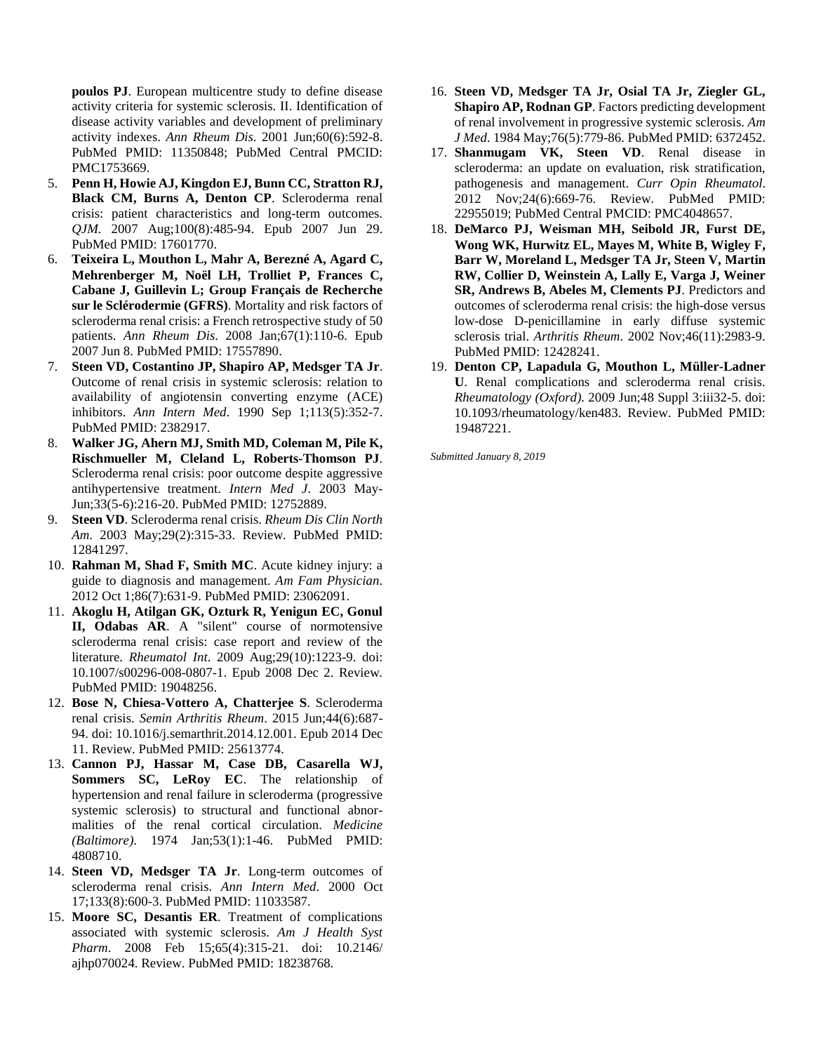**poulos PJ**. European multicentre study to define disease activity criteria for systemic sclerosis. II. Identification of disease activity variables and development of preliminary activity indexes. *Ann Rheum Dis*. 2001 Jun;60(6):592-8. PubMed PMID: 11350848; PubMed Central PMCID: PMC1753669.

5. **Penn H, Howie AJ, Kingdon EJ, Bunn CC, Stratton RJ, Black CM, Burns A, Denton CP**. Scleroderma renal crisis: patient characteristics and long-term outcomes. *QJM*. 2007 Aug;100(8):485-94. Epub 2007 Jun 29. PubMed PMID: 17601770.
6. **Teixeira L, Mouthon L, Mahr A, Berezné A, Agard C, Mehrenberger M, Noël LH, Trolliet P, Frances C, Cabane J, Guillevin L; Group Français de Recherche sur le Sclérodermie (GFRS)**. Mortality and risk factors of scleroderma renal crisis: a French retrospective study of 50 patients. *Ann Rheum Dis*. 2008 Jan;67(1):110-6. Epub 2007 Jun 8. PubMed PMID: 17557890.
7. **Steen VD, Costantino JP, Shapiro AP, Medsger TA Jr**. Outcome of renal crisis in systemic sclerosis: relation to availability of angiotensin converting enzyme (ACE) inhibitors. *Ann Intern Med*. 1990 Sep 1;113(5):352-7. PubMed PMID: 2382917.
8. **Walker JG, Ahern MJ, Smith MD, Coleman M, Pile K, Rischmueller M, Cleland L, Roberts-Thomson PJ**. Scleroderma renal crisis: poor outcome despite aggressive antihypertensive treatment. *Intern Med J*. 2003 May-Jun;33(5-6):216-20. PubMed PMID: 12752889.
9. **Steen VD**. Scleroderma renal crisis. *Rheum Dis Clin North Am*. 2003 May;29(2):315-33. Review. PubMed PMID: 12841297.
10. **Rahman M, Shad F, Smith MC**. Acute kidney injury: a guide to diagnosis and management. *Am Fam Physician*. 2012 Oct 1;86(7):631-9. PubMed PMID: 23062091.
11. **Akoglu H, Atilgan GK, Ozturk R, Yenigun EC, Gonul II, Odabas AR**. A "silent" course of normotensive scleroderma renal crisis: case report and review of the literature. *Rheumatol Int*. 2009 Aug;29(10):1223-9. doi: 10.1007/s00296-008-0807-1. Epub 2008 Dec 2. Review. PubMed PMID: 19048256.
12. **Bose N, Chiesa-Vottero A, Chatterjee S**. Scleroderma renal crisis. *Semin Arthritis Rheum*. 2015 Jun;44(6):687-94. doi: 10.1016/j.semarthrit.2014.12.001. Epub 2014 Dec 11. Review. PubMed PMID: 25613774.
13. **Cannon PJ, Hassar M, Case DB, Casarella WJ, Sommers SC, LeRoy EC**. The relationship of hypertension and renal failure in scleroderma (progressive systemic sclerosis) to structural and functional abnormalities of the renal cortical circulation. *Medicine (Baltimore)*. 1974 Jan;53(1):1-46. PubMed PMID: 4808710.
14. **Steen VD, Medsger TA Jr**. Long-term outcomes of scleroderma renal crisis. *Ann Intern Med*. 2000 Oct 17;133(8):600-3. PubMed PMID: 11033587.
15. **Moore SC, Desantis ER**. Treatment of complications associated with systemic sclerosis. *Am J Health Syst Pharm*. 2008 Feb 15;65(4):315-21. doi: 10.2146/ajhp070024. Review. PubMed PMID: 18238768.
16. **Steen VD, Medsger TA Jr, Osial TA Jr, Ziegler GL, Shapiro AP, Rodnan GP**. Factors predicting development of renal involvement in progressive systemic sclerosis. *Am J Med*. 1984 May;76(5):779-86. PubMed PMID: 6372452.
17. **Shanmugam VK, Steen VD**. Renal disease in scleroderma: an update on evaluation, risk stratification, pathogenesis and management. *Curr Opin Rheumatol*. 2012 Nov;24(6):669-76. Review. PubMed PMID: 22955019; PubMed Central PMCID: PMC4048657.
18. **DeMarco PJ, Weisman MH, Seibold JR, Furst DE, Wong WK, Hurwitz EL, Mayes M, White B, Wigley F, Barr W, Moreland L, Medsger TA Jr, Steen V, Martin RW, Collier D, Weinstein A, Lally E, Varga J, Weiner SR, Andrews B, Abeles M, Clements PJ**. Predictors and outcomes of scleroderma renal crisis: the high-dose versus low-dose D-penicillamine in early diffuse systemic sclerosis trial. *Arthritis Rheum*. 2002 Nov;46(11):2983-9. PubMed PMID: 12428241.
19. **Denton CP, Lapadula G, Mouthon L, Müller-Ladner U**. Renal complications and scleroderma renal crisis. *Rheumatology (Oxford)*. 2009 Jun;48 Suppl 3:iii32-5. doi: 10.1093/rheumatology/ken483. Review. PubMed PMID: 19487221.

*Submitted January 8, 2019*